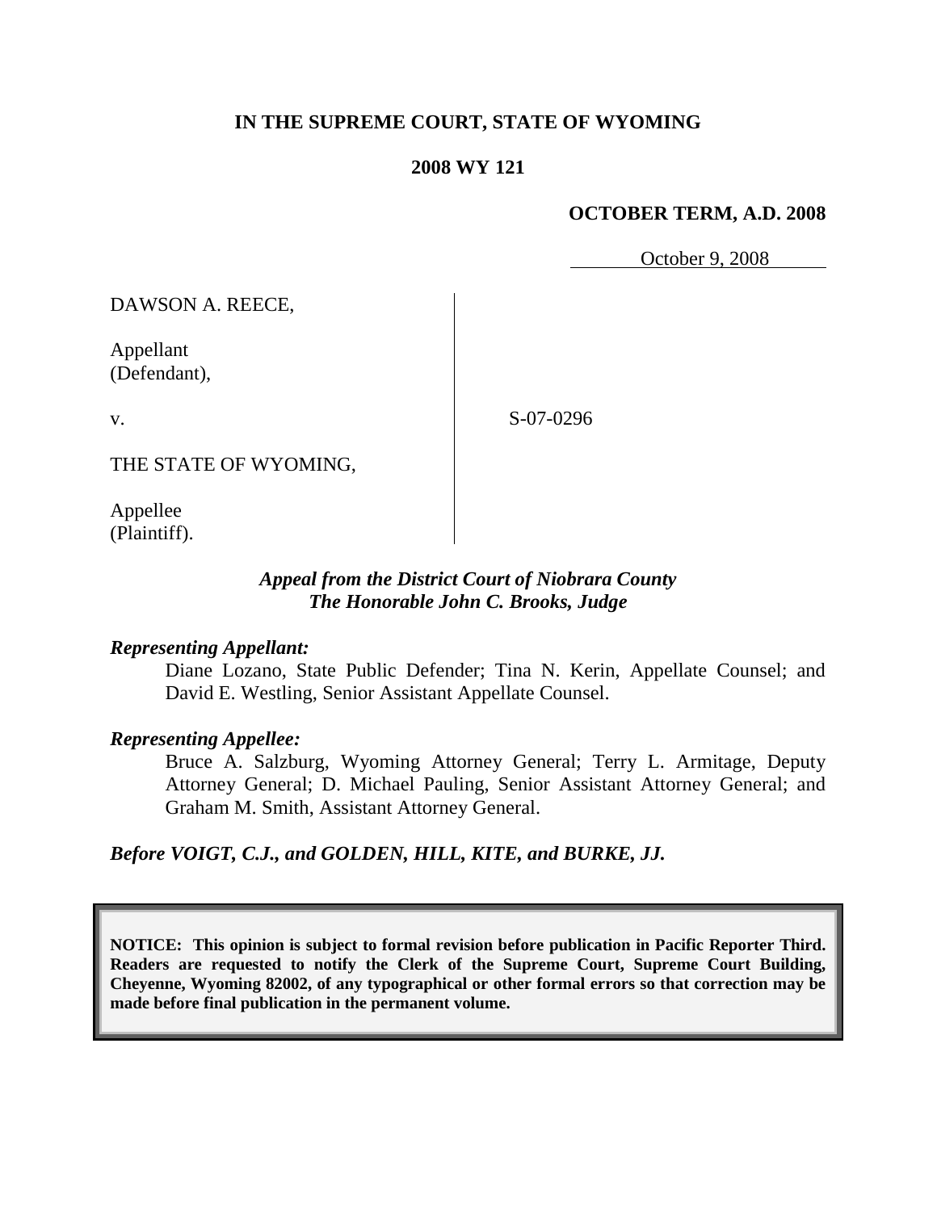**IN THE SUPREME COURT, STATE OF WYOMING**

**2008 WY 121**

**OCTOBER TERM, A.D. 2008**

October 9, 2008

DAWSON A. REECE,

Appellant
(Defendant),

v.

S-07-0296

THE STATE OF WYOMING,

Appellee
(Plaintiff).

***Appeal from the District Court of Niobrara County***
***The Honorable John C. Brooks, Judge***

***Representing Appellant:***

Diane Lozano, State Public Defender; Tina N. Kerin, Appellate Counsel; and David E. Westling, Senior Assistant Appellate Counsel.

***Representing Appellee:***

Bruce A. Salzburg, Wyoming Attorney General; Terry L. Armitage, Deputy Attorney General; D. Michael Pauling, Senior Assistant Attorney General; and Graham M. Smith, Assistant Attorney General.

***Before VOIGT, C.J., and GOLDEN, HILL, KITE, and BURKE, JJ.***

**NOTICE: This opinion is subject to formal revision before publication in Pacific Reporter Third. Readers are requested to notify the Clerk of the Supreme Court, Supreme Court Building, Cheyenne, Wyoming 82002, of any typographical or other formal errors so that correction may be made before final publication in the permanent volume.**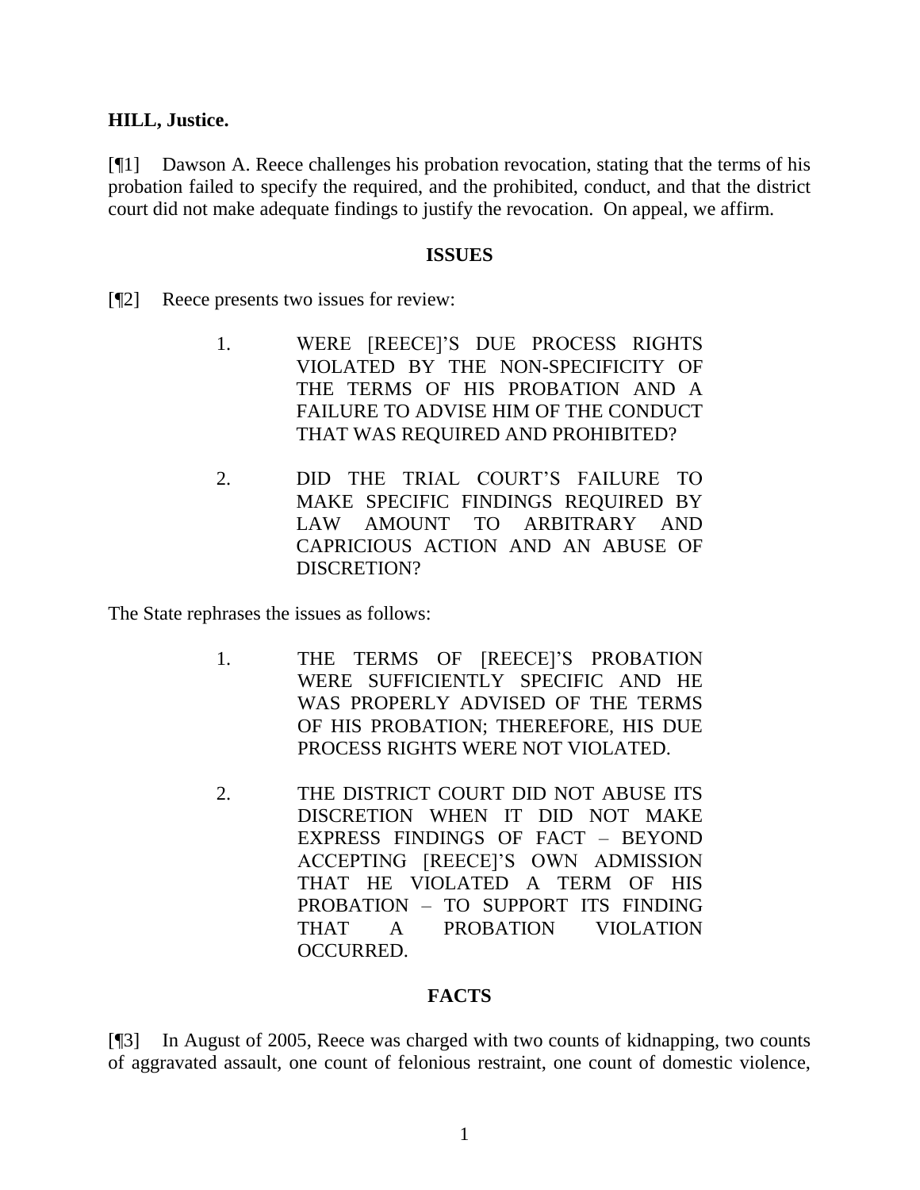**HILL, Justice.**

[¶1] Dawson A. Reece challenges his probation revocation, stating that the terms of his probation failed to specify the required, and the prohibited, conduct, and that the district court did not make adequate findings to justify the revocation. On appeal, we affirm.

## ISSUES

[¶2] Reece presents two issues for review:

> 1. WERE [REECE]'S DUE PROCESS RIGHTS VIOLATED BY THE NON-SPECIFICITY OF THE TERMS OF HIS PROBATION AND A FAILURE TO ADVISE HIM OF THE CONDUCT THAT WAS REQUIRED AND PROHIBITED?
>
> 2. DID THE TRIAL COURT'S FAILURE TO MAKE SPECIFIC FINDINGS REQUIRED BY LAW AMOUNT TO ARBITRARY AND CAPRICIOUS ACTION AND AN ABUSE OF DISCRETION?

The State rephrases the issues as follows:

> 1. THE TERMS OF [REECE]'S PROBATION WERE SUFFICIENTLY SPECIFIC AND HE WAS PROPERLY ADVISED OF THE TERMS OF HIS PROBATION; THEREFORE, HIS DUE PROCESS RIGHTS WERE NOT VIOLATED.
>
> 2. THE DISTRICT COURT DID NOT ABUSE ITS DISCRETION WHEN IT DID NOT MAKE EXPRESS FINDINGS OF FACT – BEYOND ACCEPTING [REECE]'S OWN ADMISSION THAT HE VIOLATED A TERM OF HIS PROBATION – TO SUPPORT ITS FINDING THAT A PROBATION VIOLATION OCCURRED.

## FACTS

[¶3] In August of 2005, Reece was charged with two counts of kidnapping, two counts of aggravated assault, one count of felonious restraint, one count of domestic violence,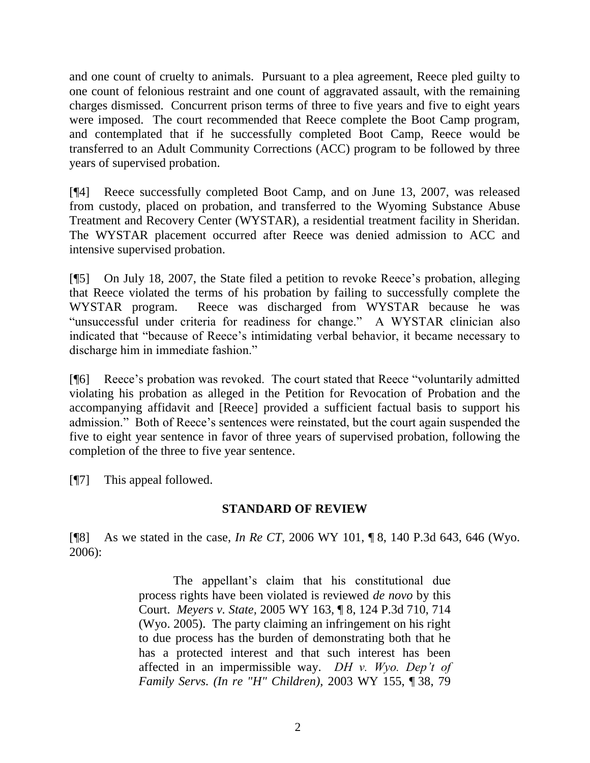and one count of cruelty to animals. Pursuant to a plea agreement, Reece pled guilty to one count of felonious restraint and one count of aggravated assault, with the remaining charges dismissed. Concurrent prison terms of three to five years and five to eight years were imposed. The court recommended that Reece complete the Boot Camp program, and contemplated that if he successfully completed Boot Camp, Reece would be transferred to an Adult Community Corrections (ACC) program to be followed by three years of supervised probation.

[¶4] Reece successfully completed Boot Camp, and on June 13, 2007, was released from custody, placed on probation, and transferred to the Wyoming Substance Abuse Treatment and Recovery Center (WYSTAR), a residential treatment facility in Sheridan. The WYSTAR placement occurred after Reece was denied admission to ACC and intensive supervised probation.

[¶5] On July 18, 2007, the State filed a petition to revoke Reece's probation, alleging that Reece violated the terms of his probation by failing to successfully complete the WYSTAR program. Reece was discharged from WYSTAR because he was "unsuccessful under criteria for readiness for change." A WYSTAR clinician also indicated that "because of Reece's intimidating verbal behavior, it became necessary to discharge him in immediate fashion."

[¶6] Reece's probation was revoked. The court stated that Reece "voluntarily admitted violating his probation as alleged in the Petition for Revocation of Probation and the accompanying affidavit and [Reece] provided a sufficient factual basis to support his admission." Both of Reece's sentences were reinstated, but the court again suspended the five to eight year sentence in favor of three years of supervised probation, following the completion of the three to five year sentence.

[¶7] This appeal followed.

## STANDARD OF REVIEW

[¶8] As we stated in the case, *In Re CT*, 2006 WY 101, ¶ 8, 140 P.3d 643, 646 (Wyo. 2006):

> The appellant's claim that his constitutional due process rights have been violated is reviewed *de novo* by this Court. *Meyers v. State*, 2005 WY 163, ¶ 8, 124 P.3d 710, 714 (Wyo. 2005). The party claiming an infringement on his right to due process has the burden of demonstrating both that he has a protected interest and that such interest has been affected in an impermissible way. *DH v. Wyo. Dep't of Family Servs. (In re "H" Children)*, 2003 WY 155, ¶ 38, 79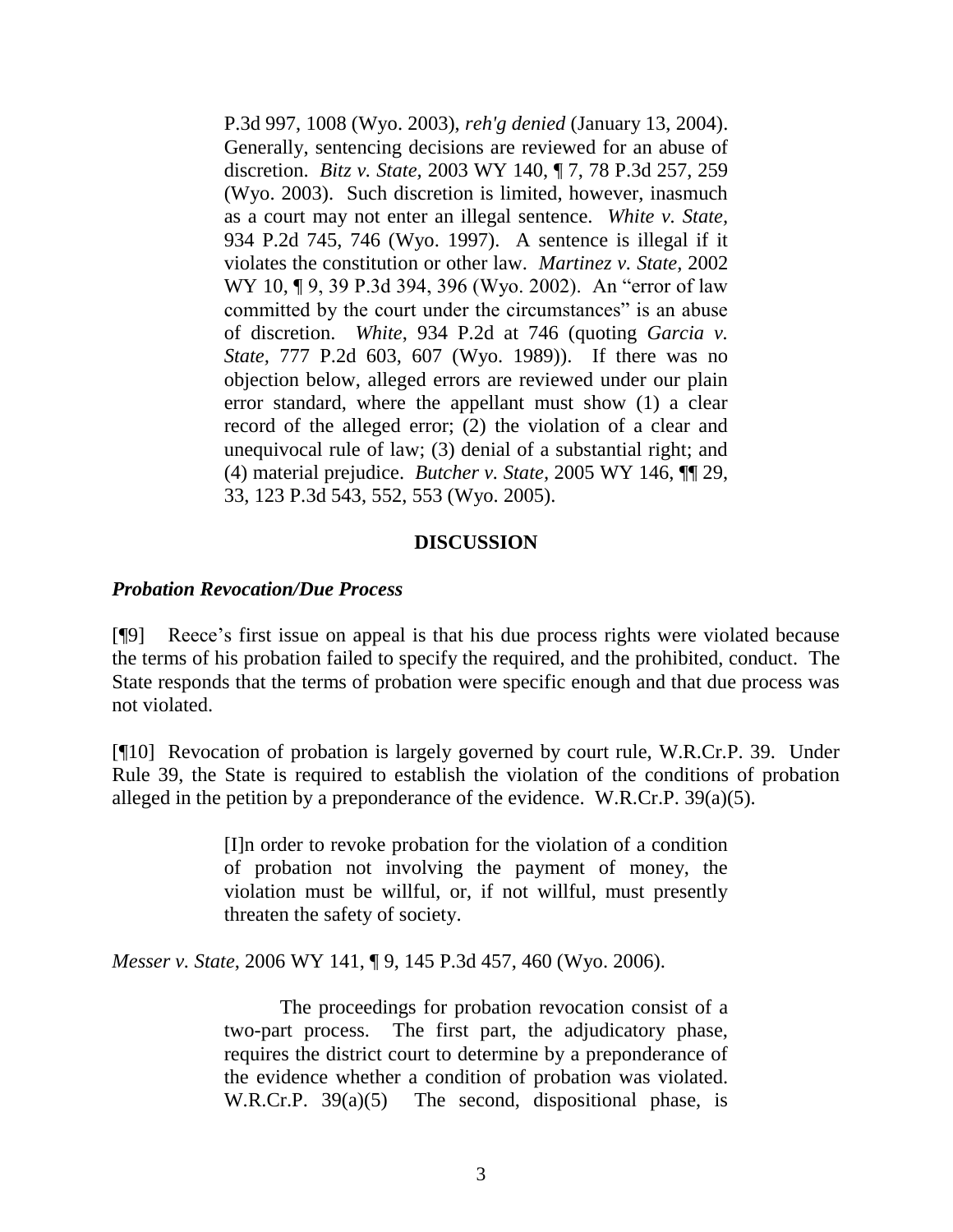P.3d 997, 1008 (Wyo. 2003), *reh'g denied* (January 13, 2004). Generally, sentencing decisions are reviewed for an abuse of discretion. *Bitz v. State*, 2003 WY 140, ¶ 7, 78 P.3d 257, 259 (Wyo. 2003). Such discretion is limited, however, inasmuch as a court may not enter an illegal sentence. *White v. State*, 934 P.2d 745, 746 (Wyo. 1997). A sentence is illegal if it violates the constitution or other law. *Martinez v. State*, 2002 WY 10, ¶ 9, 39 P.3d 394, 396 (Wyo. 2002). An "error of law committed by the court under the circumstances" is an abuse of discretion. *White*, 934 P.2d at 746 (quoting *Garcia v. State*, 777 P.2d 603, 607 (Wyo. 1989)). If there was no objection below, alleged errors are reviewed under our plain error standard, where the appellant must show (1) a clear record of the alleged error; (2) the violation of a clear and unequivocal rule of law; (3) denial of a substantial right; and (4) material prejudice. *Butcher v. State*, 2005 WY 146, ¶¶ 29, 33, 123 P.3d 543, 552, 553 (Wyo. 2005).

## DISCUSSION

### *Probation Revocation/Due Process*

[¶9] Reece's first issue on appeal is that his due process rights were violated because the terms of his probation failed to specify the required, and the prohibited, conduct. The State responds that the terms of probation were specific enough and that due process was not violated.

[¶10] Revocation of probation is largely governed by court rule, W.R.Cr.P. 39. Under Rule 39, the State is required to establish the violation of the conditions of probation alleged in the petition by a preponderance of the evidence. W.R.Cr.P. 39(a)(5).

> [I]n order to revoke probation for the violation of a condition of probation not involving the payment of money, the violation must be willful, or, if not willful, must presently threaten the safety of society.

*Messer v. State*, 2006 WY 141, ¶ 9, 145 P.3d 457, 460 (Wyo. 2006).

> The proceedings for probation revocation consist of a two-part process. The first part, the adjudicatory phase, requires the district court to determine by a preponderance of the evidence whether a condition of probation was violated. W.R.Cr.P. 39(a)(5) The second, dispositional phase, is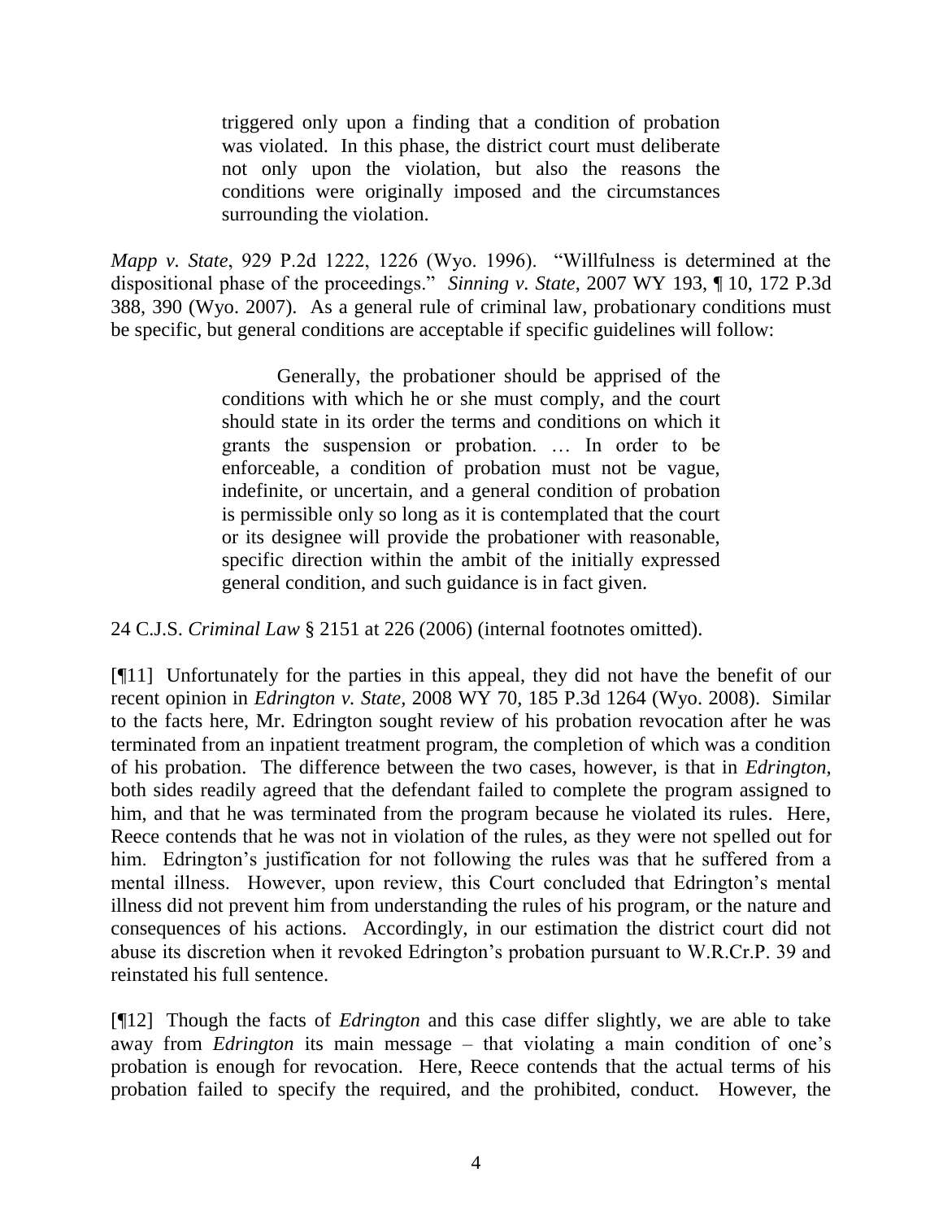> triggered only upon a finding that a condition of probation was violated. In this phase, the district court must deliberate not only upon the violation, but also the reasons the conditions were originally imposed and the circumstances surrounding the violation.

*Mapp v. State*, 929 P.2d 1222, 1226 (Wyo. 1996). "Willfulness is determined at the dispositional phase of the proceedings." *Sinning v. State*, 2007 WY 193, ¶ 10, 172 P.3d 388, 390 (Wyo. 2007). As a general rule of criminal law, probationary conditions must be specific, but general conditions are acceptable if specific guidelines will follow:

> Generally, the probationer should be apprised of the conditions with which he or she must comply, and the court should state in its order the terms and conditions on which it grants the suspension or probation. … In order to be enforceable, a condition of probation must not be vague, indefinite, or uncertain, and a general condition of probation is permissible only so long as it is contemplated that the court or its designee will provide the probationer with reasonable, specific direction within the ambit of the initially expressed general condition, and such guidance is in fact given.

24 C.J.S. *Criminal Law* § 2151 at 226 (2006) (internal footnotes omitted).

[¶11] Unfortunately for the parties in this appeal, they did not have the benefit of our recent opinion in *Edrington v. State*, 2008 WY 70, 185 P.3d 1264 (Wyo. 2008). Similar to the facts here, Mr. Edrington sought review of his probation revocation after he was terminated from an inpatient treatment program, the completion of which was a condition of his probation. The difference between the two cases, however, is that in *Edrington,* both sides readily agreed that the defendant failed to complete the program assigned to him, and that he was terminated from the program because he violated its rules. Here, Reece contends that he was not in violation of the rules, as they were not spelled out for him. Edrington's justification for not following the rules was that he suffered from a mental illness. However, upon review, this Court concluded that Edrington's mental illness did not prevent him from understanding the rules of his program, or the nature and consequences of his actions. Accordingly, in our estimation the district court did not abuse its discretion when it revoked Edrington's probation pursuant to W.R.Cr.P. 39 and reinstated his full sentence.

[¶12] Though the facts of *Edrington* and this case differ slightly, we are able to take away from *Edrington* its main message – that violating a main condition of one's probation is enough for revocation. Here, Reece contends that the actual terms of his probation failed to specify the required, and the prohibited, conduct. However, the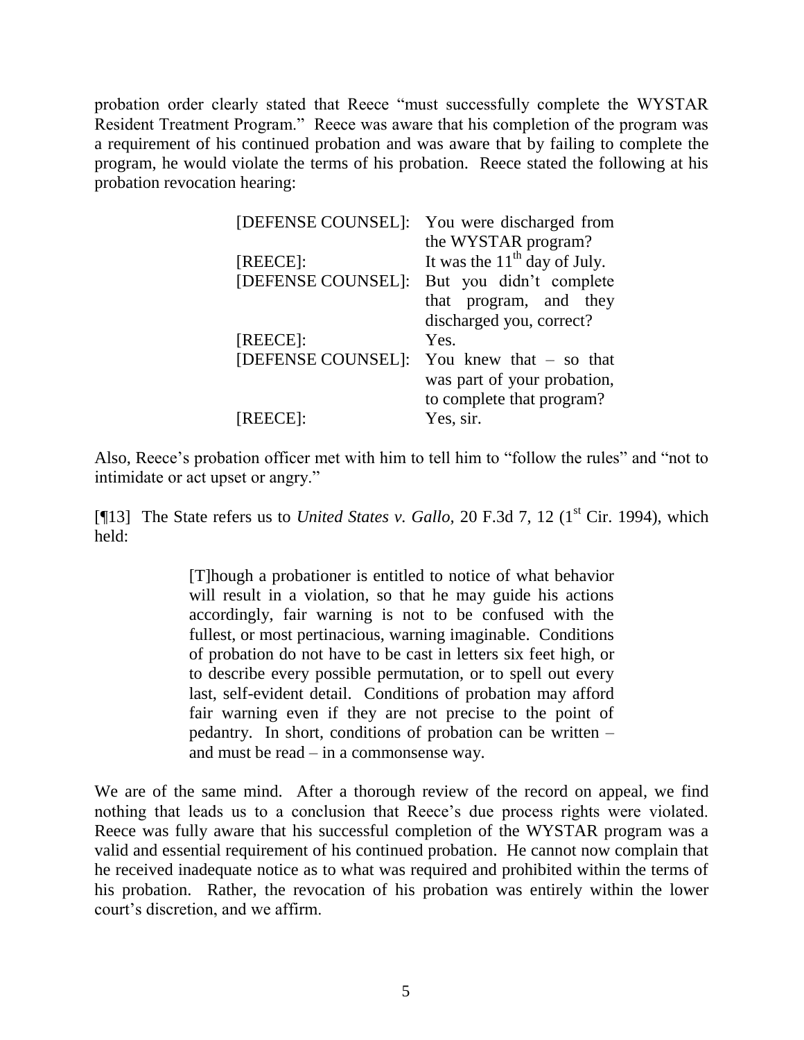probation order clearly stated that Reece "must successfully complete the WYSTAR Resident Treatment Program." Reece was aware that his completion of the program was a requirement of his continued probation and was aware that by failing to complete the program, he would violate the terms of his probation. Reece stated the following at his probation revocation hearing:

> [DEFENSE COUNSEL]: You were discharged from the WYSTAR program?
>
> [REECE]: It was the 11th day of July.
>
> [DEFENSE COUNSEL]: But you didn't complete that program, and they discharged you, correct?
>
> [REECE]: Yes.
>
> [DEFENSE COUNSEL]: You knew that – so that was part of your probation, to complete that program?
>
> [REECE]: Yes, sir.

Also, Reece's probation officer met with him to tell him to "follow the rules" and "not to intimidate or act upset or angry."

[¶13] The State refers us to *United States v. Gallo,* 20 F.3d 7, 12 (1st Cir. 1994), which held:

> [T]hough a probationer is entitled to notice of what behavior will result in a violation, so that he may guide his actions accordingly, fair warning is not to be confused with the fullest, or most pertinacious, warning imaginable. Conditions of probation do not have to be cast in letters six feet high, or to describe every possible permutation, or to spell out every last, self-evident detail. Conditions of probation may afford fair warning even if they are not precise to the point of pedantry. In short, conditions of probation can be written – and must be read – in a commonsense way.

We are of the same mind. After a thorough review of the record on appeal, we find nothing that leads us to a conclusion that Reece's due process rights were violated. Reece was fully aware that his successful completion of the WYSTAR program was a valid and essential requirement of his continued probation. He cannot now complain that he received inadequate notice as to what was required and prohibited within the terms of his probation. Rather, the revocation of his probation was entirely within the lower court's discretion, and we affirm.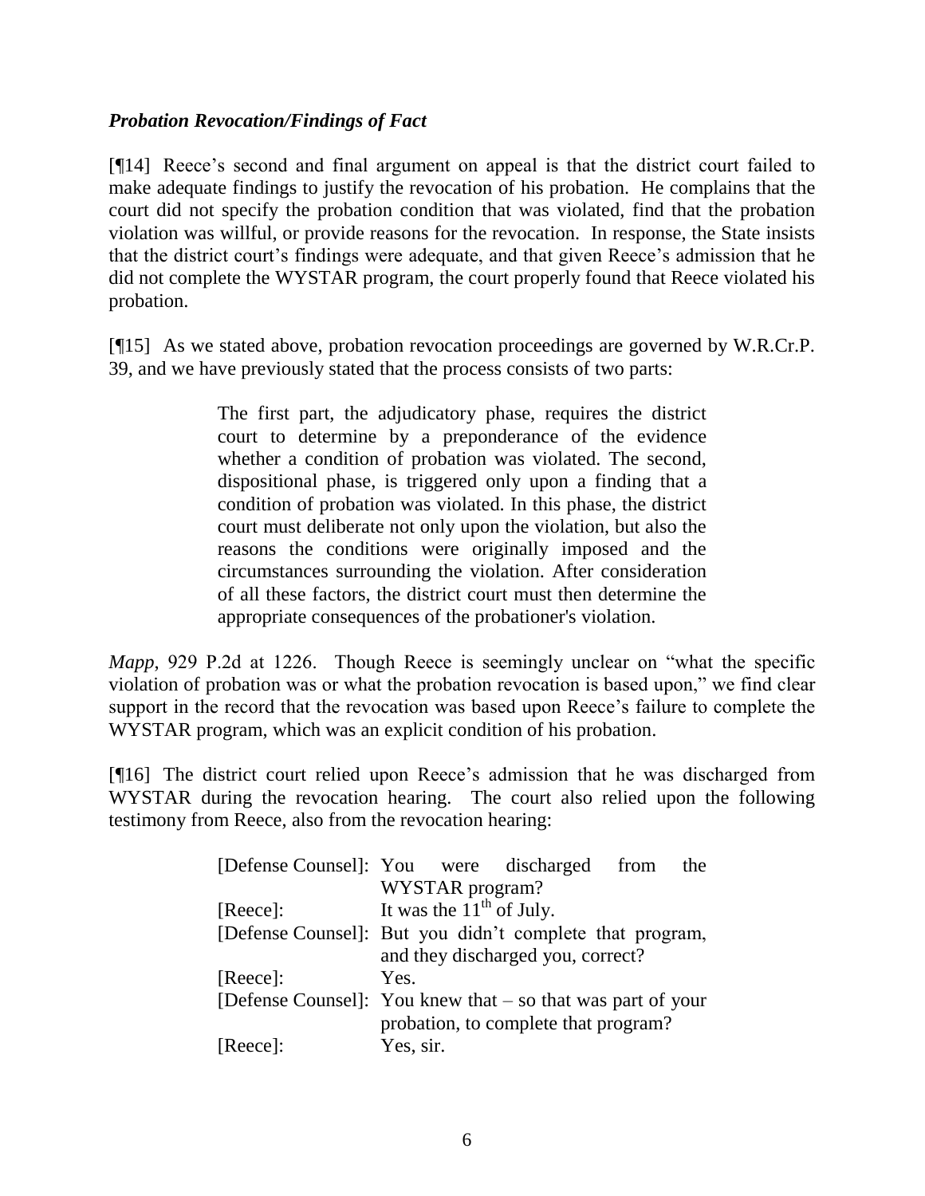***Probation Revocation/Findings of Fact***

[¶14] Reece's second and final argument on appeal is that the district court failed to make adequate findings to justify the revocation of his probation. He complains that the court did not specify the probation condition that was violated, find that the probation violation was willful, or provide reasons for the revocation. In response, the State insists that the district court's findings were adequate, and that given Reece's admission that he did not complete the WYSTAR program, the court properly found that Reece violated his probation.

[¶15] As we stated above, probation revocation proceedings are governed by W.R.Cr.P. 39, and we have previously stated that the process consists of two parts:

> The first part, the adjudicatory phase, requires the district court to determine by a preponderance of the evidence whether a condition of probation was violated. The second, dispositional phase, is triggered only upon a finding that a condition of probation was violated. In this phase, the district court must deliberate not only upon the violation, but also the reasons the conditions were originally imposed and the circumstances surrounding the violation. After consideration of all these factors, the district court must then determine the appropriate consequences of the probationer's violation.

*Mapp*, 929 P.2d at 1226. Though Reece is seemingly unclear on "what the specific violation of probation was or what the probation revocation is based upon," we find clear support in the record that the revocation was based upon Reece's failure to complete the WYSTAR program, which was an explicit condition of his probation.

[¶16] The district court relied upon Reece's admission that he was discharged from WYSTAR during the revocation hearing. The court also relied upon the following testimony from Reece, also from the revocation hearing:

> [Defense Counsel]: You were discharged from the WYSTAR program?
>
> [Reece]: It was the 11th of July.
>
> [Defense Counsel]: But you didn't complete that program, and they discharged you, correct?
>
> [Reece]: Yes.
>
> [Defense Counsel]: You knew that – so that was part of your probation, to complete that program?
>
> [Reece]: Yes, sir.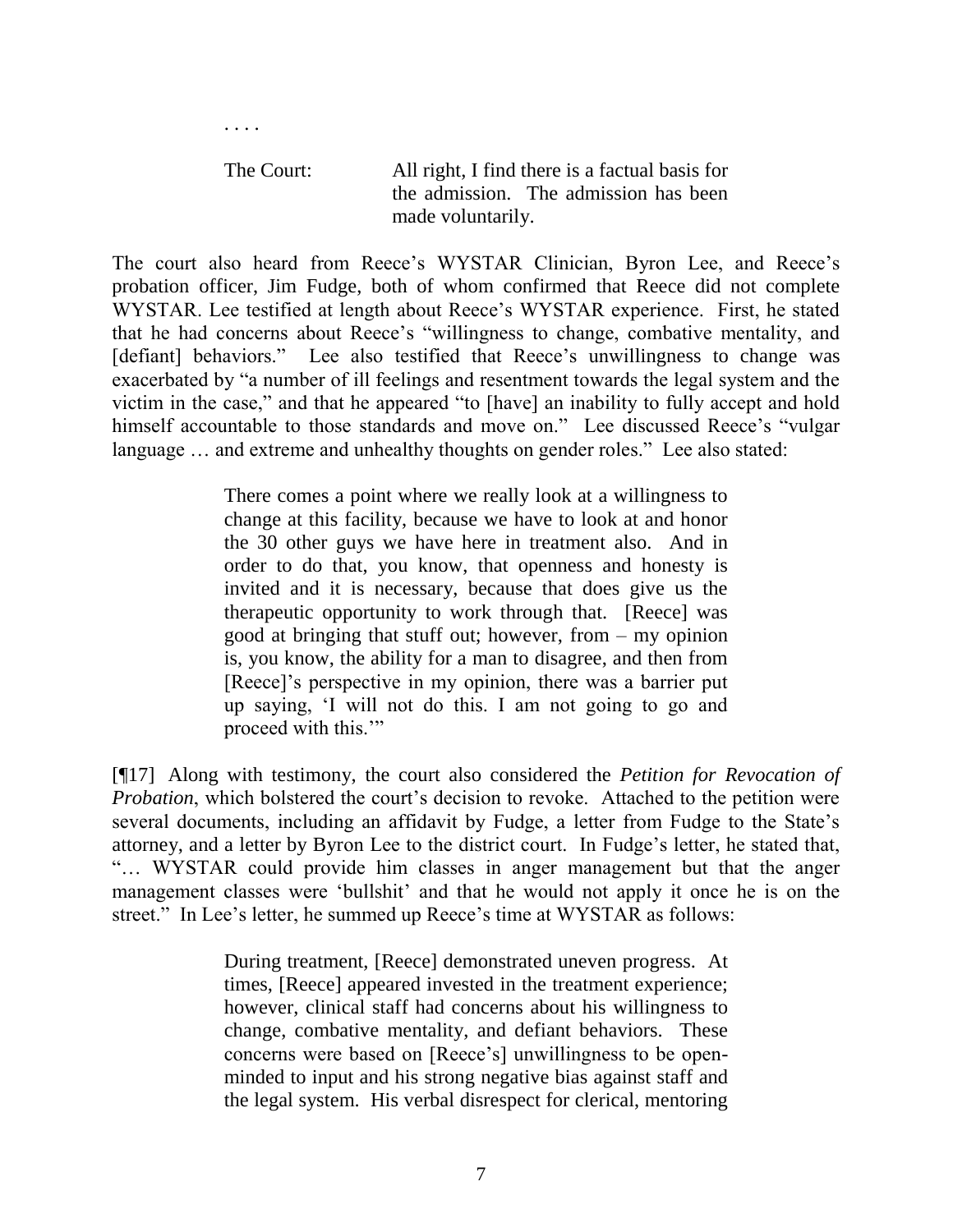. . . .

The Court: All right, I find there is a factual basis for the admission. The admission has been made voluntarily.

The court also heard from Reece's WYSTAR Clinician, Byron Lee, and Reece's probation officer, Jim Fudge, both of whom confirmed that Reece did not complete WYSTAR. Lee testified at length about Reece's WYSTAR experience. First, he stated that he had concerns about Reece's "willingness to change, combative mentality, and [defiant] behaviors." Lee also testified that Reece's unwillingness to change was exacerbated by "a number of ill feelings and resentment towards the legal system and the victim in the case," and that he appeared "to [have] an inability to fully accept and hold himself accountable to those standards and move on." Lee discussed Reece's "vulgar language … and extreme and unhealthy thoughts on gender roles." Lee also stated:

> There comes a point where we really look at a willingness to change at this facility, because we have to look at and honor the 30 other guys we have here in treatment also. And in order to do that, you know, that openness and honesty is invited and it is necessary, because that does give us the therapeutic opportunity to work through that. [Reece] was good at bringing that stuff out; however, from – my opinion is, you know, the ability for a man to disagree, and then from [Reece]'s perspective in my opinion, there was a barrier put up saying, 'I will not do this. I am not going to go and proceed with this.'"

[¶17] Along with testimony, the court also considered the *Petition for Revocation of Probation*, which bolstered the court's decision to revoke. Attached to the petition were several documents, including an affidavit by Fudge, a letter from Fudge to the State's attorney, and a letter by Byron Lee to the district court. In Fudge's letter, he stated that, "… WYSTAR could provide him classes in anger management but that the anger management classes were 'bullshit' and that he would not apply it once he is on the street." In Lee's letter, he summed up Reece's time at WYSTAR as follows:

> During treatment, [Reece] demonstrated uneven progress. At times, [Reece] appeared invested in the treatment experience; however, clinical staff had concerns about his willingness to change, combative mentality, and defiant behaviors. These concerns were based on [Reece's] unwillingness to be open-minded to input and his strong negative bias against staff and the legal system. His verbal disrespect for clerical, mentoring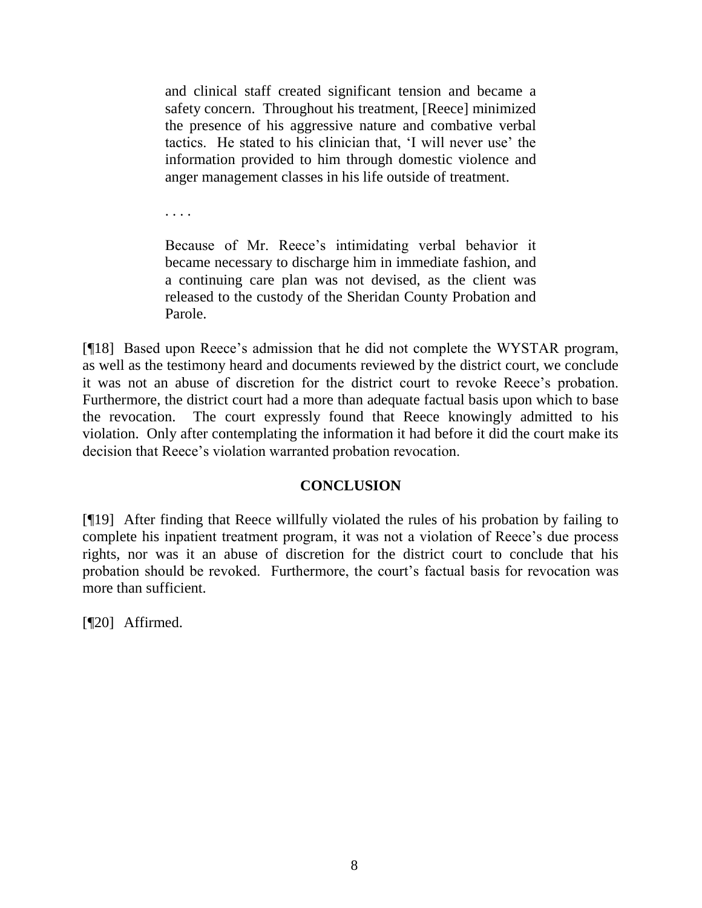> and clinical staff created significant tension and became a safety concern. Throughout his treatment, [Reece] minimized the presence of his aggressive nature and combative verbal tactics. He stated to his clinician that, 'I will never use' the information provided to him through domestic violence and anger management classes in his life outside of treatment.
>
> . . . .
>
> Because of Mr. Reece's intimidating verbal behavior it became necessary to discharge him in immediate fashion, and a continuing care plan was not devised, as the client was released to the custody of the Sheridan County Probation and Parole.

[¶18] Based upon Reece's admission that he did not complete the WYSTAR program, as well as the testimony heard and documents reviewed by the district court, we conclude it was not an abuse of discretion for the district court to revoke Reece's probation. Furthermore, the district court had a more than adequate factual basis upon which to base the revocation. The court expressly found that Reece knowingly admitted to his violation. Only after contemplating the information it had before it did the court make its decision that Reece's violation warranted probation revocation.

## CONCLUSION

[¶19] After finding that Reece willfully violated the rules of his probation by failing to complete his inpatient treatment program, it was not a violation of Reece's due process rights, nor was it an abuse of discretion for the district court to conclude that his probation should be revoked. Furthermore, the court's factual basis for revocation was more than sufficient.

[¶20] Affirmed.